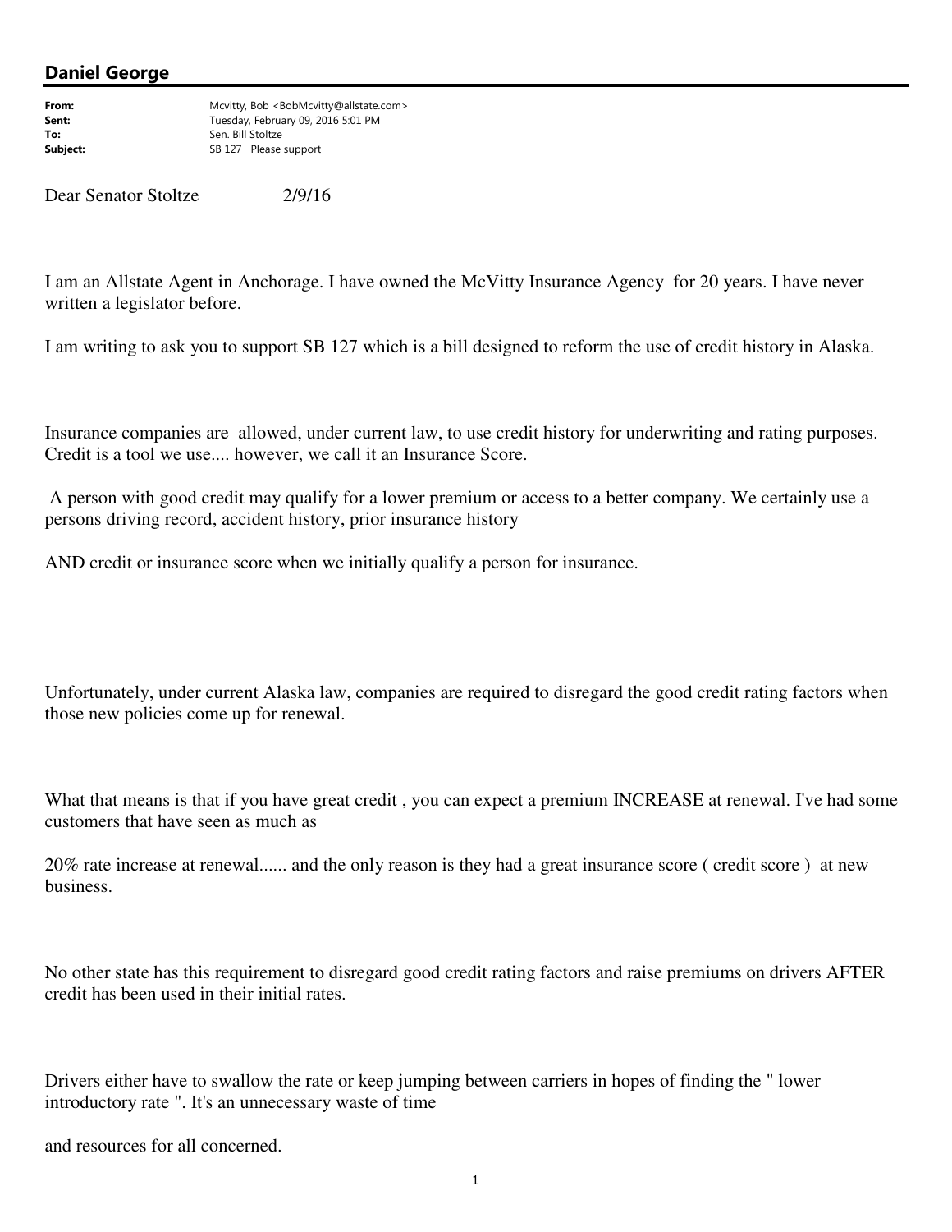## Daniel George

**From:** Mcvitty, Bob <BobMcvitty@allstate.com>
**Sent:** Tuesday, February 09, 2016 5:01 PM
**To:** Sen. Bill Stoltze
**Subject:** SB 127 Please support

Dear Senator Stoltze 2/9/16

I am an Allstate Agent in Anchorage. I have owned the McVitty Insurance Agency for 20 years. I have never written a legislator before.

I am writing to ask you to support SB 127 which is a bill designed to reform the use of credit history in Alaska.

Insurance companies are allowed, under current law, to use credit history for underwriting and rating purposes. Credit is a tool we use.... however, we call it an Insurance Score.

A person with good credit may qualify for a lower premium or access to a better company. We certainly use a persons driving record, accident history, prior insurance history

AND credit or insurance score when we initially qualify a person for insurance.

Unfortunately, under current Alaska law, companies are required to disregard the good credit rating factors when those new policies come up for renewal.

What that means is that if you have great credit , you can expect a premium INCREASE at renewal. I've had some customers that have seen as much as

20% rate increase at renewal...... and the only reason is they had a great insurance score ( credit score ) at new business.

No other state has this requirement to disregard good credit rating factors and raise premiums on drivers AFTER credit has been used in their initial rates.

Drivers either have to swallow the rate or keep jumping between carriers in hopes of finding the " lower introductory rate ". It's an unnecessary waste of time

and resources for all concerned.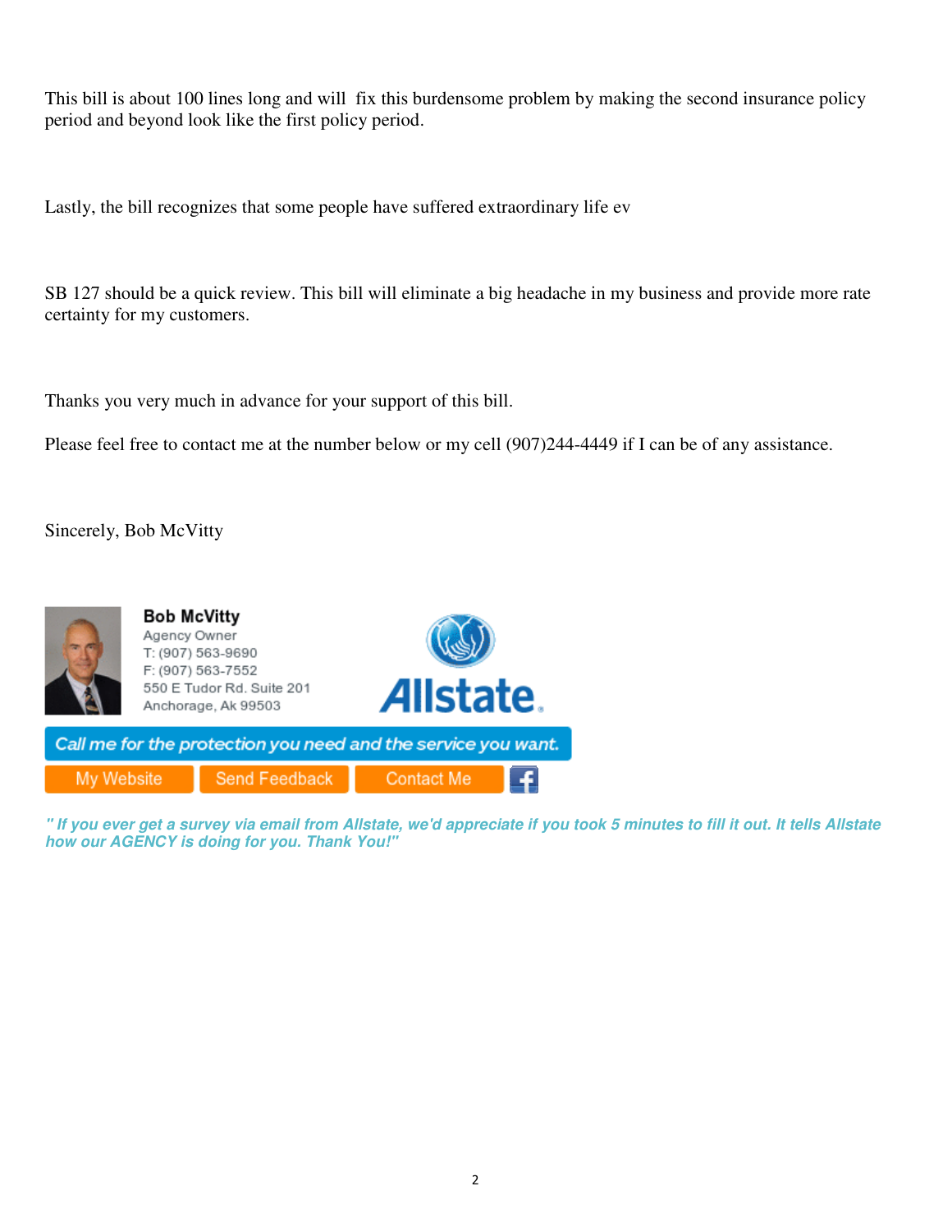This bill is about 100 lines long and will  fix this burdensome problem by making the second insurance policy period and beyond look like the first policy period.

Lastly, the bill recognizes that some people have suffered extraordinary life ev

SB 127 should be a quick review. This bill will eliminate a big headache in my business and provide more rate certainty for my customers.

Thanks you very much in advance for your support of this bill.

Please feel free to contact me at the number below or my cell (907)244-4449 if I can be of any assistance.

Sincerely, Bob McVitty

**Bob McVitty**
Agency Owner
T: (907) 563-9690
F: (907) 563-7552
550 E Tudor Rd. Suite 201
Anchorage, Ak 99503

Allstate.

*Call me for the protection you need and the service you want.*

My Website | Send Feedback | Contact Me

***" If you ever get a survey via email from Allstate, we'd appreciate if you took 5 minutes to fill it out. It tells Allstate how our AGENCY is doing for you. Thank You!"***